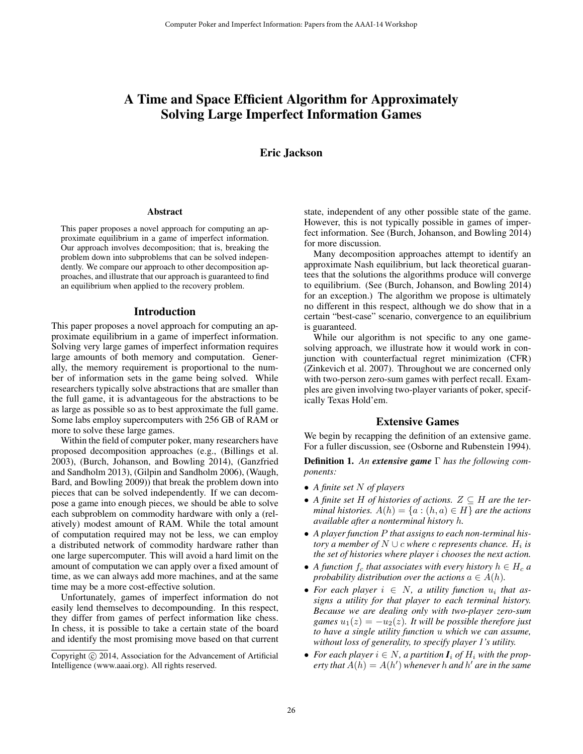# A Time and Space Efficient Algorithm for Approximately Solving Large Imperfect Information Games

**Eric Jackson**

### Abstract

This paper proposes a novel approach for computing an approximate equilibrium in a game of imperfect information. Our approach involves decomposition; that is, breaking the problem down into subproblems that can be solved independently. We compare our approach to other decomposition approaches, and illustrate that our approach is guaranteed to find an equilibrium when applied to the recovery problem.

## Introduction

This paper proposes a novel approach for computing an approximate equilibrium in a game of imperfect information. Solving very large games of imperfect information requires large amounts of both memory and computation. Generally, the memory requirement is proportional to the number of information sets in the game being solved. While researchers typically solve abstractions that are smaller than the full game, it is advantageous for the abstractions to be as large as possible so as to best approximate the full game. Some labs employ supercomputers with 256 GB of RAM or more to solve these large games.

Within the field of computer poker, many researchers have proposed decomposition approaches (e.g., (Billings et al. 2003), (Burch, Johanson, and Bowling 2014), (Ganzfried and Sandholm 2013), (Gilpin and Sandholm 2006), (Waugh, Bard, and Bowling 2009)) that break the problem down into pieces that can be solved independently. If we can decompose a game into enough pieces, we should be able to solve each subproblem on commodity hardware with only a (relatively) modest amount of RAM. While the total amount of computation required may not be less, we can employ a distributed network of commodity hardware rather than one large supercomputer. This will avoid a hard limit on the amount of computation we can apply over a fixed amount of time, as we can always add more machines, and at the same time may be a more cost-effective solution.

Unfortunately, games of imperfect information do not easily lend themselves to decompounding. In this respect, they differ from games of perfect information like chess. In chess, it is possible to take a certain state of the board and identify the most promising move based on that current state, independent of any other possible state of the game. However, this is not typically possible in games of imperfect information. See (Burch, Johanson, and Bowling 2014) for more discussion.

Many decomposition approaches attempt to identify an approximate Nash equilibrium, but lack theoretical guarantees that the solutions the algorithms produce will converge to equilibrium. (See (Burch, Johanson, and Bowling 2014) for an exception.) The algorithm we propose is ultimately no different in this respect, although we do show that in a certain "best-case" scenario, convergence to an equilibrium is guaranteed.

While our algorithm is not specific to any one game-solving approach, we illustrate how it would work in conjunction with counterfactual regret minimization (CFR) (Zinkevich et al. 2007). Throughout we are concerned only with two-person zero-sum games with perfect recall. Examples are given involving two-player variants of poker, specifically Texas Hold'em.

Copyright © 2014, Association for the Advancement of Artificial Intelligence (www.aaai.org). All rights reserved.

## Extensive Games

We begin by recapping the definition of an extensive game. For a fuller discussion, see (Osborne and Rubenstein 1994).

**Definition 1.** *An* ***extensive game*** $\Gamma$ *has the following components:*

- *A finite set $N$ of players*
- *A finite set $H$ of histories of actions. $Z \subseteq H$ are the terminal histories. $A(h) = \{a : (h, a) \in H\}$ are the actions available after a nonterminal history $h$.*
- *A player function $P$ that assigns to each non-terminal history a member of $N \cup c$ where $c$ represents chance. $H_i$ is the set of histories where player $i$ chooses the next action.*
- *A function $f_c$ that associates with every history $h \in H_c$ a probability distribution over the actions $a \in A(h)$.*
- *For each player $i \in N$, a utility function $u_i$ that assigns a utility for that player to each terminal history. Because we are dealing only with two-player zero-sum games $u_1(z) = -u_2(z)$. It will be possible therefore just to have a single utility function $u$ which we can assume, without loss of generality, to specify player 1's utility.*
- *For each player $i \in N$, a partition $\boldsymbol{I}_i$ of $H_i$ with the property that $A(h) = A(h')$ whenever $h$ and $h'$ are in the same*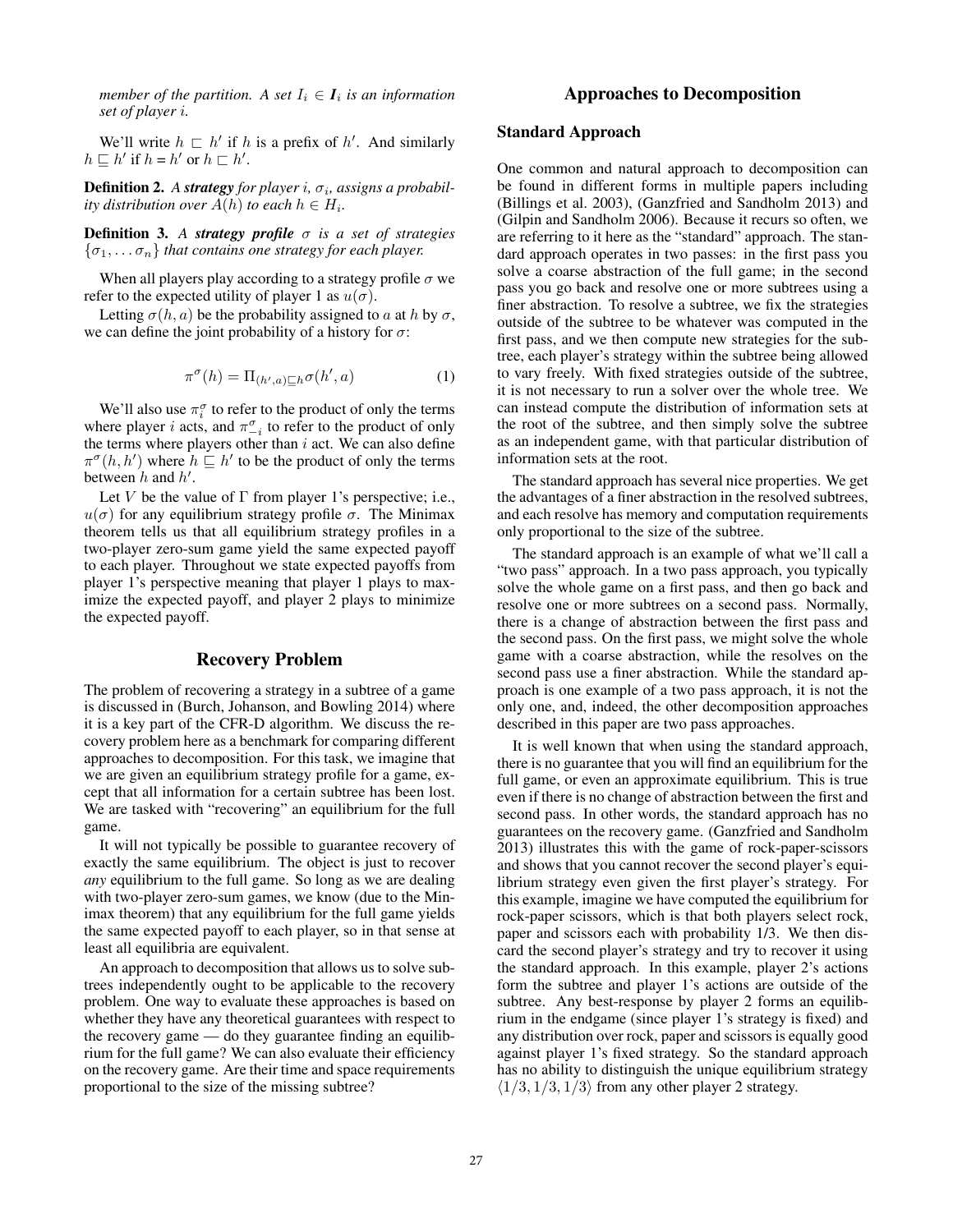*member of the partition. A set $I_i \in \boldsymbol{I}_i$ is an information set of player $i$.*

We'll write $h \sqsubset h'$ if $h$ is a prefix of $h'$. And similarly $h \sqsubseteq h'$ if $h = h'$ or $h \sqsubset h'$.

**Definition 2.** *A **strategy** for player $i$, $\sigma_i$, assigns a probability distribution over $A(h)$ to each $h \in H_i$.*

**Definition 3.** *A **strategy profile** $\sigma$ is a set of strategies $\{\sigma_1, \ldots \sigma_n\}$ that contains one strategy for each player.*

When all players play according to a strategy profile $\sigma$ we refer to the expected utility of player 1 as $u(\sigma)$.

Letting $\sigma(h, a)$ be the probability assigned to $a$ at $h$ by $\sigma$, we can define the joint probability of a history for $\sigma$:

$$\pi^{\sigma}(h) = \Pi_{(h',a) \sqsubseteq h} \sigma(h', a) \quad (1)$$

We'll also use $\pi_i^{\sigma}$ to refer to the product of only the terms where player $i$ acts, and $\pi_{-i}^{\sigma}$ to refer to the product of only the terms where players other than $i$ act. We can also define $\pi^{\sigma}(h, h')$ where $h \sqsubseteq h'$ to be the product of only the terms between $h$ and $h'$.

Let $V$ be the value of $\Gamma$ from player 1's perspective; i.e., $u(\sigma)$ for any equilibrium strategy profile $\sigma$. The Minimax theorem tells us that all equilibrium strategy profiles in a two-player zero-sum game yield the same expected payoff to each player. Throughout we state expected payoffs from player 1's perspective meaning that player 1 plays to maximize the expected payoff, and player 2 plays to minimize the expected payoff.

## Recovery Problem

The problem of recovering a strategy in a subtree of a game is discussed in (Burch, Johanson, and Bowling 2014) where it is a key part of the CFR-D algorithm. We discuss the recovery problem here as a benchmark for comparing different approaches to decomposition. For this task, we imagine that we are given an equilibrium strategy profile for a game, except that all information for a certain subtree has been lost. We are tasked with "recovering" an equilibrium for the full game.

It will not typically be possible to guarantee recovery of exactly the same equilibrium. The object is just to recover *any* equilibrium to the full game. So long as we are dealing with two-player zero-sum games, we know (due to the Minimax theorem) that any equilibrium for the full game yields the same expected payoff to each player, so in that sense at least all equilibria are equivalent.

An approach to decomposition that allows us to solve subtrees independently ought to be applicable to the recovery problem. One way to evaluate these approaches is based on whether they have any theoretical guarantees with respect to the recovery game — do they guarantee finding an equilibrium for the full game? We can also evaluate their efficiency on the recovery game. Are their time and space requirements proportional to the size of the missing subtree?

## Approaches to Decomposition

### Standard Approach

One common and natural approach to decomposition can be found in different forms in multiple papers including (Billings et al. 2003), (Ganzfried and Sandholm 2013) and (Gilpin and Sandholm 2006). Because it recurs so often, we are referring to it here as the "standard" approach. The standard approach operates in two passes: in the first pass you solve a coarse abstraction of the full game; in the second pass you go back and resolve one or more subtrees using a finer abstraction. To resolve a subtree, we fix the strategies outside of the subtree to be whatever was computed in the first pass, and we then compute new strategies for the subtree, each player's strategy within the subtree being allowed to vary freely. With fixed strategies outside of the subtree, it is not necessary to run a solver over the whole tree. We can instead compute the distribution of information sets at the root of the subtree, and then simply solve the subtree as an independent game, with that particular distribution of information sets at the root.

The standard approach has several nice properties. We get the advantages of a finer abstraction in the resolved subtrees, and each resolve has memory and computation requirements only proportional to the size of the subtree.

The standard approach is an example of what we'll call a "two pass" approach. In a two pass approach, you typically solve the whole game on a first pass, and then go back and resolve one or more subtrees on a second pass. Normally, there is a change of abstraction between the first pass and the second pass. On the first pass, we might solve the whole game with a coarse abstraction, while the resolves on the second pass use a finer abstraction. While the standard approach is one example of a two pass approach, it is not the only one, and, indeed, the other decomposition approaches described in this paper are two pass approaches.

It is well known that when using the standard approach, there is no guarantee that you will find an equilibrium for the full game, or even an approximate equilibrium. This is true even if there is no change of abstraction between the first and second pass. In other words, the standard approach has no guarantees on the recovery game. (Ganzfried and Sandholm 2013) illustrates this with the game of rock-paper-scissors and shows that you cannot recover the second player's equilibrium strategy even given the first player's strategy. For this example, imagine we have computed the equilibrium for rock-paper scissors, which is that both players select rock, paper and scissors each with probability 1/3. We then discard the second player's strategy and try to recover it using the standard approach. In this example, player 2's actions form the subtree and player 1's actions are outside of the subtree. Any best-response by player 2 forms an equilibrium in the endgame (since player 1's strategy is fixed) and any distribution over rock, paper and scissors is equally good against player 1's fixed strategy. So the standard approach has no ability to distinguish the unique equilibrium strategy $\langle 1/3, 1/3, 1/3 \rangle$ from any other player 2 strategy.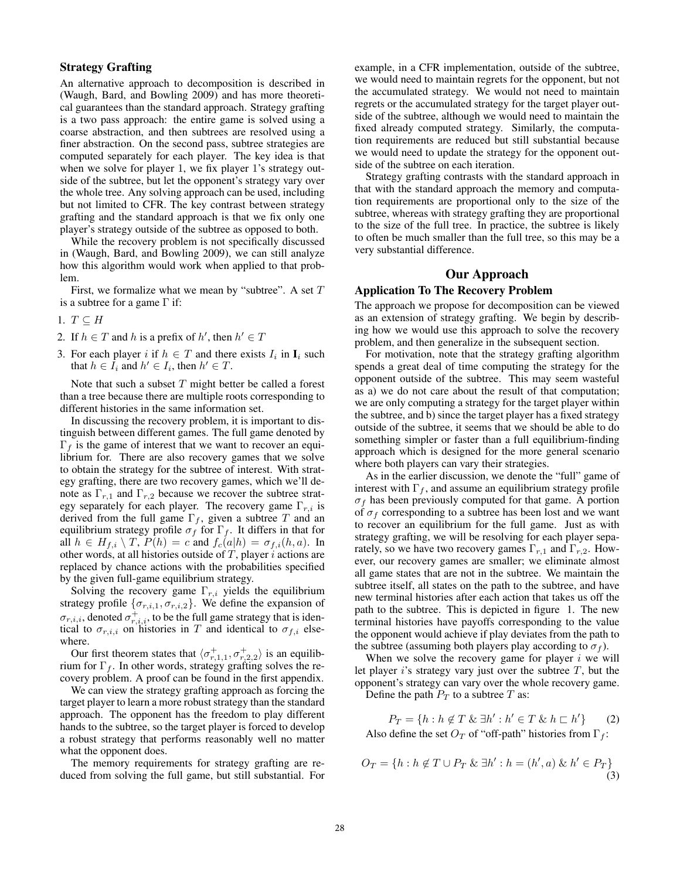### Strategy Grafting

An alternative approach to decomposition is described in (Waugh, Bard, and Bowling 2009) and has more theoretical guarantees than the standard approach. Strategy grafting is a two pass approach: the entire game is solved using a coarse abstraction, and then subtrees are resolved using a finer abstraction. On the second pass, subtree strategies are computed separately for each player. The key idea is that when we solve for player 1, we fix player 1's strategy outside of the subtree, but let the opponent's strategy vary over the whole tree. Any solving approach can be used, including but not limited to CFR. The key contrast between strategy grafting and the standard approach is that we fix only one player's strategy outside of the subtree as opposed to both.

While the recovery problem is not specifically discussed in (Waugh, Bard, and Bowling 2009), we can still analyze how this algorithm would work when applied to that problem.

First, we formalize what we mean by "subtree". A set $T$ is a subtree for a game $\Gamma$ if:

1. $T \subseteq H$
2. If $h \in T$ and $h$ is a prefix of $h'$, then $h' \in T$
3. For each player $i$ if $h \in T$ and there exists $I_i$ in $\mathbf{I}_i$ such that $h \in I_i$ and $h' \in I_i$, then $h' \in T$.

Note that such a subset $T$ might better be called a forest than a tree because there are multiple roots corresponding to different histories in the same information set.

In discussing the recovery problem, it is important to distinguish between different games. The full game denoted by $\Gamma_f$ is the game of interest that we want to recover an equilibrium for. There are also recovery games that we solve to obtain the strategy for the subtree of interest. With strategy grafting, there are two recovery games, which we'll denote as $\Gamma_{r,1}$ and $\Gamma_{r,2}$ because we recover the subtree strategy separately for each player. The recovery game $\Gamma_{r,i}$ is derived from the full game $\Gamma_f$, given a subtree $T$ and an equilibrium strategy profile $\sigma_f$ for $\Gamma_f$. It differs in that for all $h \in H_{f,i} \setminus T$, $P(h) = c$ and $f_c(a|h) = \sigma_{f,i}(h, a)$. In other words, at all histories outside of $T$, player $i$ actions are replaced by chance actions with the probabilities specified by the given full-game equilibrium strategy.

Solving the recovery game $\Gamma_{r,i}$ yields the equilibrium strategy profile $\{\sigma_{r,i,1}, \sigma_{r,i,2}\}$. We define the expansion of $\sigma_{r,i,i}$, denoted $\sigma^+_{r,i,i}$, to be the full game strategy that is identical to $\sigma_{r,i,i}$ on histories in $T$ and identical to $\sigma_{f,i}$ elsewhere.

Our first theorem states that $\langle \sigma^+_{r,1,1}, \sigma^+_{r,2,2} \rangle$ is an equilibrium for $\Gamma_f$. In other words, strategy grafting solves the recovery problem. A proof can be found in the first appendix.

We can view the strategy grafting approach as forcing the target player to learn a more robust strategy than the standard approach. The opponent has the freedom to play different hands to the subtree, so the target player is forced to develop a robust strategy that performs reasonably well no matter what the opponent does.

The memory requirements for strategy grafting are reduced from solving the full game, but still substantial. For example, in a CFR implementation, outside of the subtree, we would need to maintain regrets for the opponent, but not the accumulated strategy. We would not need to maintain regrets or the accumulated strategy for the target player outside of the subtree, although we would need to maintain the fixed already computed strategy. Similarly, the computation requirements are reduced but still substantial because we would need to update the strategy for the opponent outside of the subtree on each iteration.

Strategy grafting contrasts with the standard approach in that with the standard approach the memory and computation requirements are proportional only to the size of the subtree, whereas with strategy grafting they are proportional to the size of the full tree. In practice, the subtree is likely to often be much smaller than the full tree, so this may be a very substantial difference.

## Our Approach

### Application To The Recovery Problem

The approach we propose for decomposition can be viewed as an extension of strategy grafting. We begin by describing how we would use this approach to solve the recovery problem, and then generalize in the subsequent section.

For motivation, note that the strategy grafting algorithm spends a great deal of time computing the strategy for the opponent outside of the subtree. This may seem wasteful as a) we do not care about the result of that computation; we are only computing a strategy for the target player within the subtree, and b) since the target player has a fixed strategy outside of the subtree, it seems that we should be able to do something simpler or faster than a full equilibrium-finding approach which is designed for the more general scenario where both players can vary their strategies.

As in the earlier discussion, we denote the "full" game of interest with $\Gamma_f$, and assume an equilibrium strategy profile $\sigma_f$ has been previously computed for that game. A portion of $\sigma_f$ corresponding to a subtree has been lost and we want to recover an equilibrium for the full game. Just as with strategy grafting, we will be resolving for each player separately, so we have two recovery games $\Gamma_{r,1}$ and $\Gamma_{r,2}$. However, our recovery games are smaller; we eliminate almost all game states that are not in the subtree. We maintain the subtree itself, all states on the path to the subtree, and have new terminal histories after each action that takes us off the path to the subtree. This is depicted in figure 1. The new terminal histories have payoffs corresponding to the value the opponent would achieve if play deviates from the path to the subtree (assuming both players play according to $\sigma_f$).

When we solve the recovery game for player $i$ we will let player $i$'s strategy vary just over the subtree $T$, but the opponent's strategy can vary over the whole recovery game.

Define the path $P_T$ to a subtree $T$ as:

$$P_T = \{h : h \notin T \;\&\; \exists h' : h' \in T \;\&\; h \sqsubset h'\} \qquad (2)$$

Also define the set $O_T$ of "off-path" histories from $\Gamma_f$:

$$O_T = \{h : h \notin T \cup P_T \;\&\; \exists h' : h = (h', a) \;\&\; h' \in P_T\} \qquad (3)$$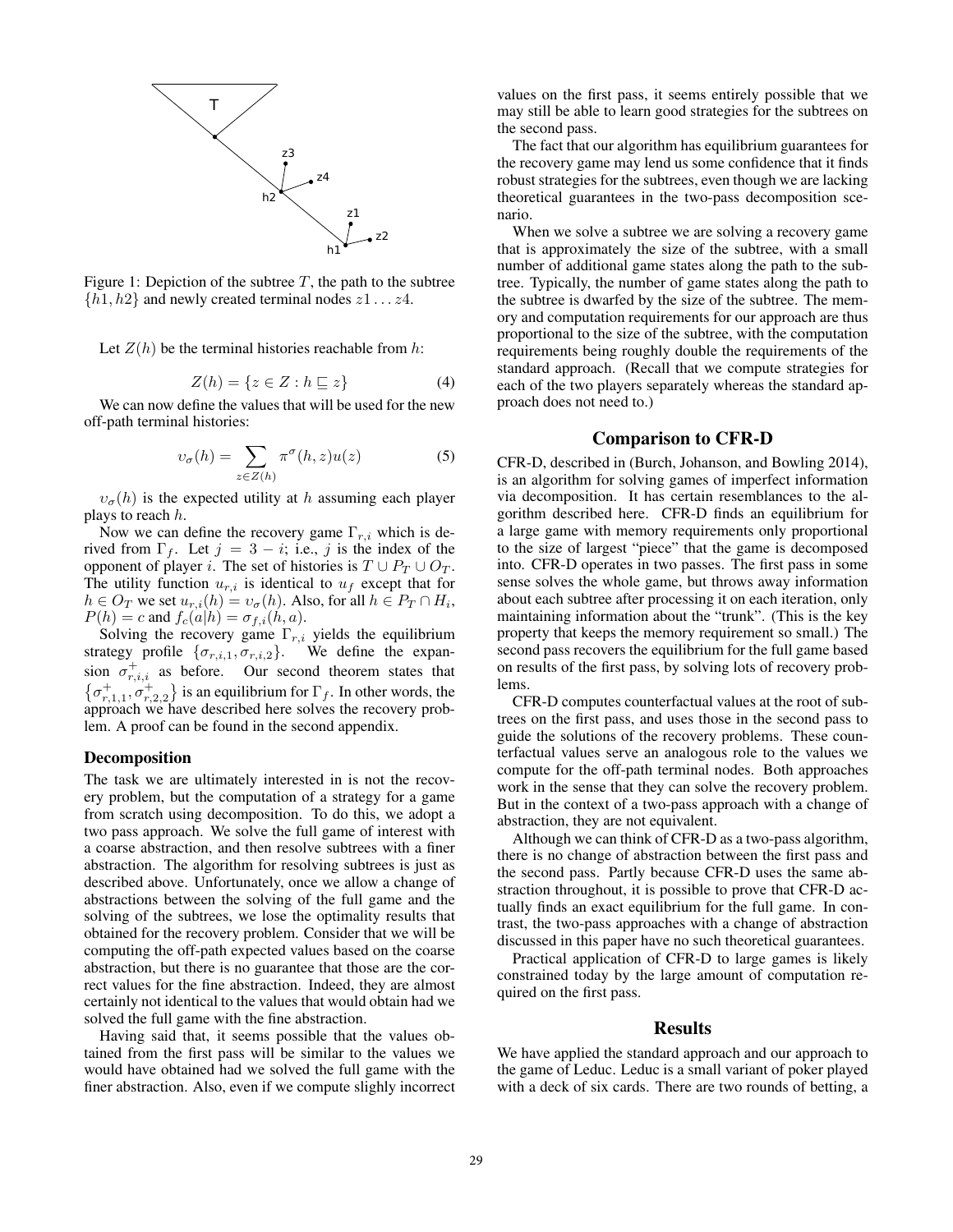Figure 1: Depiction of the subtree $T$, the path to the subtree $\{h1, h2\}$ and newly created terminal nodes $z1 \ldots z4$.

Let $Z(h)$ be the terminal histories reachable from $h$:

$$Z(h) = \{z \in Z : h \sqsubseteq z\} \tag{4}$$

We can now define the values that will be used for the new off-path terminal histories:

$$\upsilon_\sigma(h) = \sum_{z \in Z(h)} \pi^\sigma(h, z)u(z) \tag{5}$$

$\upsilon_\sigma(h)$ is the expected utility at $h$ assuming each player plays to reach $h$.

Now we can define the recovery game $\Gamma_{r,i}$ which is derived from $\Gamma_f$. Let $j = 3 - i$; i.e., $j$ is the index of the opponent of player $i$. The set of histories is $T \cup P_T \cup O_T$. The utility function $u_{r,i}$ is identical to $u_f$ except that for $h \in O_T$ we set $u_{r,i}(h) = \upsilon_\sigma(h)$. Also, for all $h \in P_T \cap H_i$, $P(h) = c$ and $f_c(a|h) = \sigma_{f,i}(h, a)$.

Solving the recovery game $\Gamma_{r,i}$ yields the equilibrium strategy profile $\{\sigma_{r,i,1}, \sigma_{r,i,2}\}$. We define the expansion $\sigma^+_{r,i,i}$ as before. Our second theorem states that $\left\{\sigma^+_{r,1,1}, \sigma^+_{r,2,2}\right\}$ is an equilibrium for $\Gamma_f$. In other words, the approach we have described here solves the recovery problem. A proof can be found in the second appendix.

### Decomposition

The task we are ultimately interested in is not the recovery problem, but the computation of a strategy for a game from scratch using decomposition. To do this, we adopt a two pass approach. We solve the full game of interest with a coarse abstraction, and then resolve subtrees with a finer abstraction. The algorithm for resolving subtrees is just as described above. Unfortunately, once we allow a change of abstractions between the solving of the full game and the solving of the subtrees, we lose the optimality results that obtained for the recovery problem. Consider that we will be computing the off-path expected values based on the coarse abstraction, but there is no guarantee that those are the correct values for the fine abstraction. Indeed, they are almost certainly not identical to the values that would obtain had we solved the full game with the fine abstraction.

Having said that, it seems possible that the values obtained from the first pass will be similar to the values we would have obtained had we solved the full game with the finer abstraction. Also, even if we compute slighly incorrect values on the first pass, it seems entirely possible that we may still be able to learn good strategies for the subtrees on the second pass.

The fact that our algorithm has equilibrium guarantees for the recovery game may lend us some confidence that it finds robust strategies for the subtrees, even though we are lacking theoretical guarantees in the two-pass decomposition scenario.

When we solve a subtree we are solving a recovery game that is approximately the size of the subtree, with a small number of additional game states along the path to the subtree. Typically, the number of game states along the path to the subtree is dwarfed by the size of the subtree. The memory and computation requirements for our approach are thus proportional to the size of the subtree, with the computation requirements being roughly double the requirements of the standard approach. (Recall that we compute strategies for each of the two players separately whereas the standard approach does not need to.)

## Comparison to CFR-D

CFR-D, described in (Burch, Johanson, and Bowling 2014), is an algorithm for solving games of imperfect information via decomposition. It has certain resemblances to the algorithm described here. CFR-D finds an equilibrium for a large game with memory requirements only proportional to the size of largest "piece" that the game is decomposed into. CFR-D operates in two passes. The first pass in some sense solves the whole game, but throws away information about each subtree after processing it on each iteration, only maintaining information about the "trunk". (This is the key property that keeps the memory requirement so small.) The second pass recovers the equilibrium for the full game based on results of the first pass, by solving lots of recovery problems.

CFR-D computes counterfactual values at the root of subtrees on the first pass, and uses those in the second pass to guide the solutions of the recovery problems. These counterfactual values serve an analogous role to the values we compute for the off-path terminal nodes. Both approaches work in the sense that they can solve the recovery problem. But in the context of a two-pass approach with a change of abstraction, they are not equivalent.

Although we can think of CFR-D as a two-pass algorithm, there is no change of abstraction between the first pass and the second pass. Partly because CFR-D uses the same abstraction throughout, it is possible to prove that CFR-D actually finds an exact equilibrium for the full game. In contrast, the two-pass approaches with a change of abstraction discussed in this paper have no such theoretical guarantees.

Practical application of CFR-D to large games is likely constrained today by the large amount of computation required on the first pass.

## Results

We have applied the standard approach and our approach to the game of Leduc. Leduc is a small variant of poker played with a deck of six cards. There are two rounds of betting, a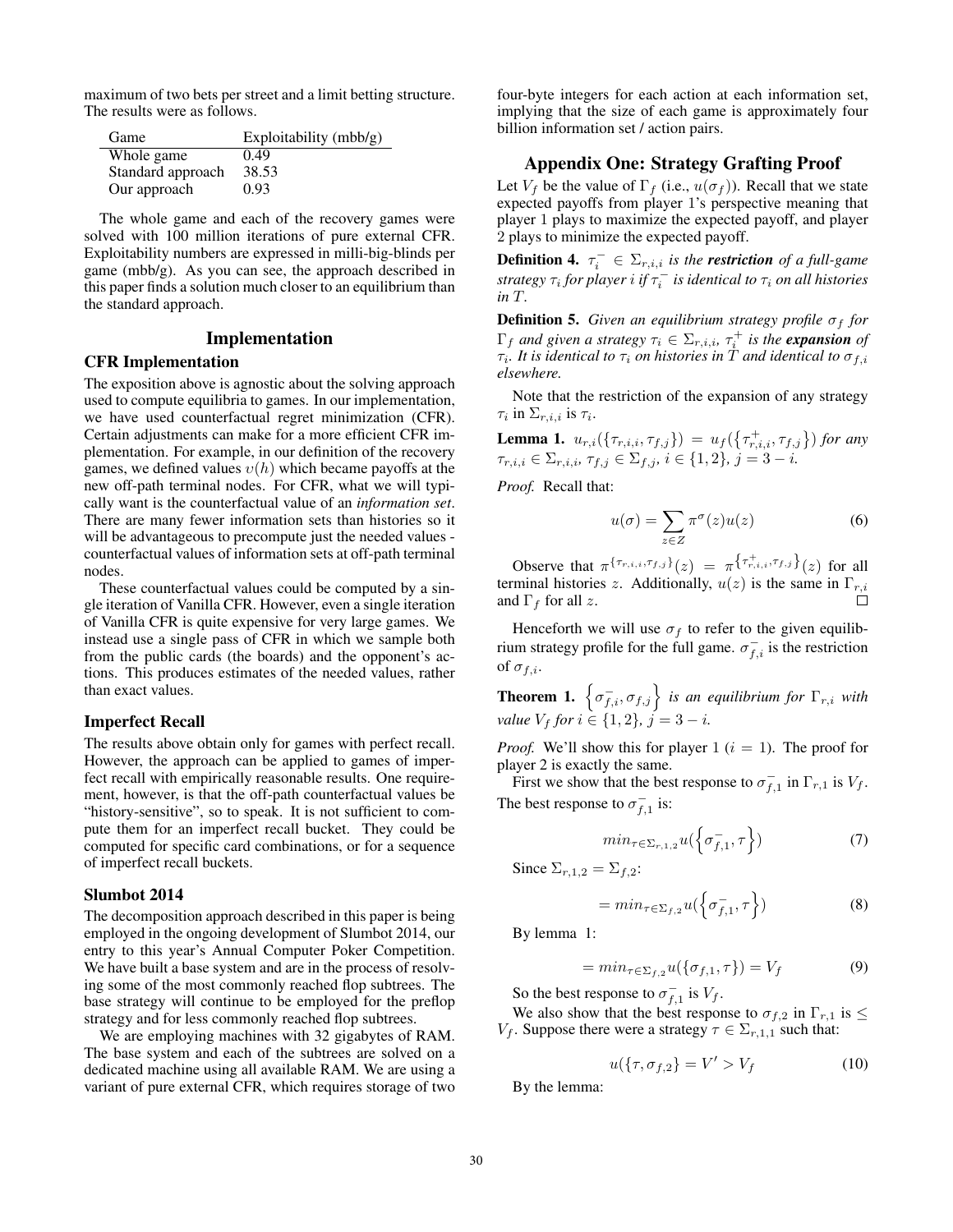maximum of two bets per street and a limit betting structure. The results were as follows.

| Game | Exploitability (mbb/g) |
|---|---|
| Whole game | 0.49 |
| Standard approach | 38.53 |
| Our approach | 0.93 |

The whole game and each of the recovery games were solved with 100 million iterations of pure external CFR. Exploitability numbers are expressed in milli-big-blinds per game (mbb/g). As you can see, the approach described in this paper finds a solution much closer to an equilibrium than the standard approach.

## Implementation

### CFR Implementation

The exposition above is agnostic about the solving approach used to compute equilibria to games. In our implementation, we have used counterfactual regret minimization (CFR). Certain adjustments can make for a more efficient CFR implementation. For example, in our definition of the recovery games, we defined values $v(h)$ which became payoffs at the new off-path terminal nodes. For CFR, what we will typically want is the counterfactual value of an *information set*. There are many fewer information sets than histories so it will be advantageous to precompute just the needed values - counterfactual values of information sets at off-path terminal nodes.

These counterfactual values could be computed by a single iteration of Vanilla CFR. However, even a single iteration of Vanilla CFR is quite expensive for very large games. We instead use a single pass of CFR in which we sample both from the public cards (the boards) and the opponent's actions. This produces estimates of the needed values, rather than exact values.

### Imperfect Recall

The results above obtain only for games with perfect recall. However, the approach can be applied to games of imperfect recall with empirically reasonable results. One requirement, however, is that the off-path counterfactual values be "history-sensitive", so to speak. It is not sufficient to compute them for an imperfect recall bucket. They could be computed for specific card combinations, or for a sequence of imperfect recall buckets.

### Slumbot 2014

The decomposition approach described in this paper is being employed in the ongoing development of Slumbot 2014, our entry to this year's Annual Computer Poker Competition. We have built a base system and are in the process of resolving some of the most commonly reached flop subtrees. The base strategy will continue to be employed for the preflop strategy and for less commonly reached flop subtrees.

We are employing machines with 32 gigabytes of RAM. The base system and each of the subtrees are solved on a dedicated machine using all available RAM. We are using a variant of pure external CFR, which requires storage of two four-byte integers for each action at each information set, implying that the size of each game is approximately four billion information set / action pairs.

## Appendix One: Strategy Grafting Proof

Let $V_f$ be the value of $\Gamma_f$ (i.e., $u(\sigma_f)$). Recall that we state expected payoffs from player 1's perspective meaning that player 1 plays to maximize the expected payoff, and player 2 plays to minimize the expected payoff.

**Definition 4.** *$\tau_i^- \in \Sigma_{r,i,i}$ is the* ***restriction*** *of a full-game strategy $\tau_i$ for player $i$ if $\tau_i^-$ is identical to $\tau_i$ on all histories in $T$.*

**Definition 5.** *Given an equilibrium strategy profile $\sigma_f$ for $\Gamma_f$ and given a strategy $\tau_i \in \Sigma_{r,i,i}$, $\tau_i^+$ is the* ***expansion*** *of $\tau_i$. It is identical to $\tau_i$ on histories in $T$ and identical to $\sigma_{f,i}$ elsewhere.*

Note that the restriction of the expansion of any strategy $\tau_i$ in $\Sigma_{r,i,i}$ is $\tau_i$.

**Lemma 1.** $u_{r,i}(\{\tau_{r,i,i}, \tau_{f,j}\}) = u_f(\{\tau_{r,i,i}^+, \tau_{f,j}\})$ *for any $\tau_{r,i,i} \in \Sigma_{r,i,i}$, $\tau_{f,j} \in \Sigma_{f,j}$, $i \in \{1,2\}$, $j = 3-i$.*

*Proof.* Recall that:

$$u(\sigma) = \sum_{z \in Z} \pi^\sigma(z) u(z) \tag{6}$$

Observe that $\pi^{\{\tau_{r,i,i}, \tau_{f,j}\}}(z) = \pi^{\{\tau_{r,i,i}^+, \tau_{f,j}\}}(z)$ for all terminal histories $z$. Additionally, $u(z)$ is the same in $\Gamma_{r,i}$ and $\Gamma_f$ for all $z$. $\square$

Henceforth we will use $\sigma_f$ to refer to the given equilibrium strategy profile for the full game. $\sigma_{f,i}^-$ is the restriction of $\sigma_{f,i}$.

**Theorem 1.** *$\left\{\sigma_{f,i}^-, \sigma_{f,j}\right\}$ is an equilibrium for $\Gamma_{r,i}$ with value $V_f$ for $i \in \{1,2\}$, $j = 3-i$.*

*Proof.* We'll show this for player 1 ($i = 1$). The proof for player 2 is exactly the same.

First we show that the best response to $\sigma_{f,1}^-$ in $\Gamma_{r,1}$ is $V_f$. The best response to $\sigma_{f,1}^-$ is:

$$min_{\tau \in \Sigma_{r,1,2}} u(\left\{\sigma_{f,1}^-, \tau\right\}) \tag{7}$$

Since $\Sigma_{r,1,2} = \Sigma_{f,2}$:

$$= min_{\tau \in \Sigma_{f,2}} u(\left\{\sigma_{f,1}^-, \tau\right\}) \tag{8}$$

By lemma 1:

$$= min_{\tau \in \Sigma_{f,2}} u(\{\sigma_{f,1}, \tau\}) = V_f \tag{9}$$

So the best response to $\sigma_{f,1}^-$ is $V_f$.

We also show that the best response to $\sigma_{f,2}$ in $\Gamma_{r,1}$ is $\leq V_f$. Suppose there were a strategy $\tau \in \Sigma_{r,1,1}$ such that:

$$u(\{\tau, \sigma_{f,2}\} = V' > V_f \tag{10}$$

By the lemma: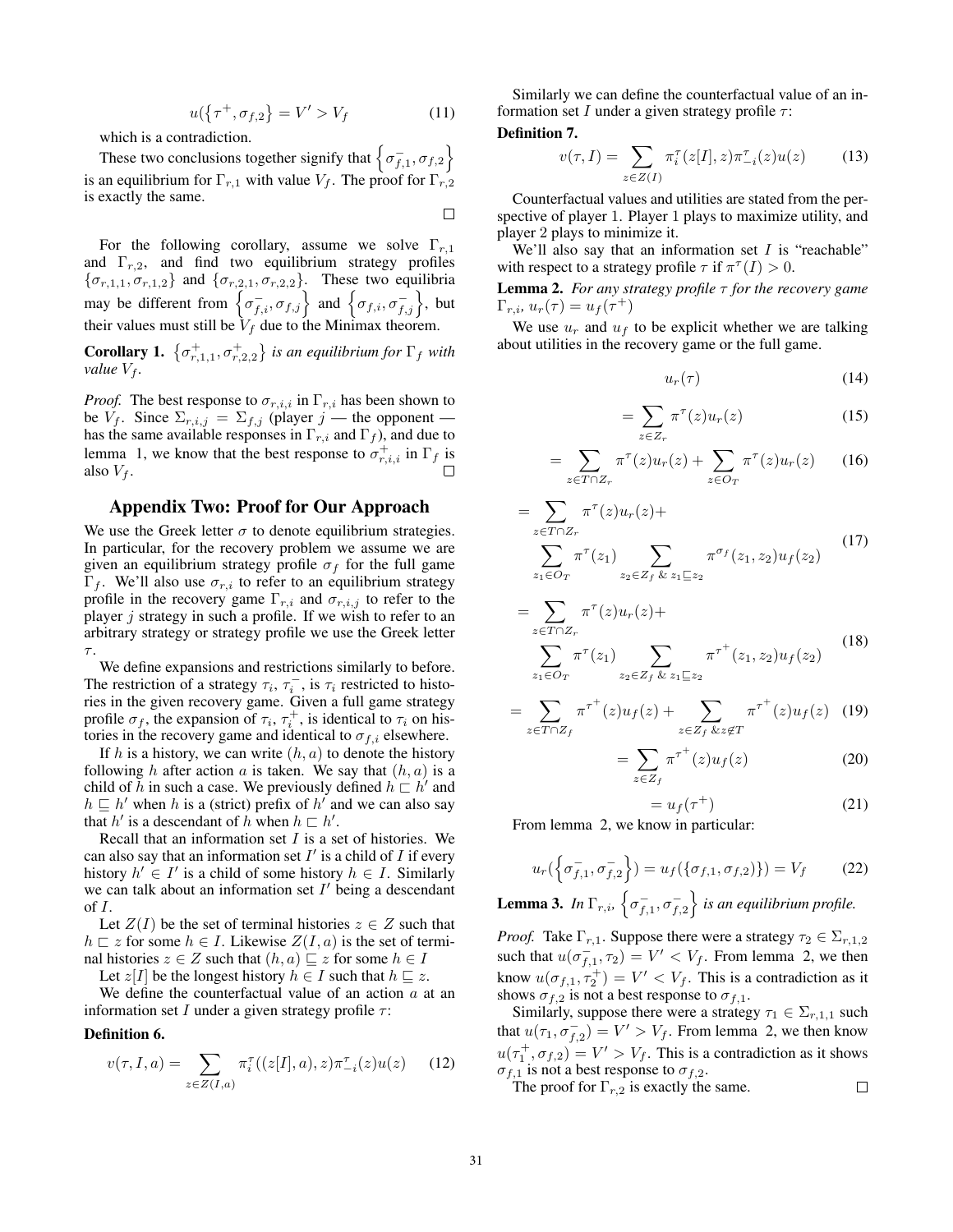$$u(\{\tau^{+}, \sigma_{f,2}\} = V' > V_f \tag{11}$$

which is a contradiction.

These two conclusions together signify that $\left\{\sigma^{-}_{f,1}, \sigma_{f,2}\right\}$ is an equilibrium for $\Gamma_{r,1}$ with value $V_f$. The proof for $\Gamma_{r,2}$ is exactly the same. ◻

For the following corollary, assume we solve $\Gamma_{r,1}$ and $\Gamma_{r,2}$, and find two equilibrium strategy profiles $\{\sigma_{r,1,1}, \sigma_{r,1,2}\}$ and $\{\sigma_{r,2,1}, \sigma_{r,2,2}\}$. These two equilibria may be different from $\left\{\sigma^{-}_{f,i}, \sigma_{f,j}\right\}$ and $\left\{\sigma_{f,i}, \sigma^{-}_{f,j}\right\}$, but their values must still be $V_f$ due to the Minimax theorem.

**Corollary 1.** *$\left\{\sigma^{+}_{r,1,1}, \sigma^{+}_{r,2,2}\right\}$ is an equilibrium for $\Gamma_f$ with value $V_f$.*

*Proof.* The best response to $\sigma_{r,i,i}$ in $\Gamma_{r,i}$ has been shown to be $V_f$. Since $\Sigma_{r,i,j} = \Sigma_{f,j}$ (player $j$ — the opponent — has the same available responses in $\Gamma_{r,i}$ and $\Gamma_f$), and due to lemma 1, we know that the best response to $\sigma^{+}_{r,i,i}$ in $\Gamma_f$ is also $V_f$. ◻

## Appendix Two: Proof for Our Approach

We use the Greek letter $\sigma$ to denote equilibrium strategies. In particular, for the recovery problem we assume we are given an equilibrium strategy profile $\sigma_f$ for the full game $\Gamma_f$. We'll also use $\sigma_{r,i}$ to refer to an equilibrium strategy profile in the recovery game $\Gamma_{r,i}$ and $\sigma_{r,i,j}$ to refer to the player $j$ strategy in such a profile. If we wish to refer to an arbitrary strategy or strategy profile we use the Greek letter $\tau$.

We define expansions and restrictions similarly to before. The restriction of a strategy $\tau_i$, $\tau^{-}_{i}$, is $\tau_i$ restricted to histories in the given recovery game. Given a full game strategy profile $\sigma_f$, the expansion of $\tau_i$, $\tau^{+}_{i}$, is identical to $\tau_i$ on histories in the recovery game and identical to $\sigma_{f,i}$ elsewhere.

If $h$ is a history, we can write $(h, a)$ to denote the history following $h$ after action $a$ is taken. We say that $(h, a)$ is a child of $h$ in such a case. We previously defined $h \sqsubset h'$ and $h \sqsubseteq h'$ when $h$ is a (strict) prefix of $h'$ and we can also say that $h'$ is a descendant of $h$ when $h \sqsubset h'$.

Recall that an information set $I$ is a set of histories. We can also say that an information set $I'$ is a child of $I$ if every history $h' \in I'$ is a child of some history $h \in I$. Similarly we can talk about an information set $I'$ being a descendant of $I$.

Let $Z(I)$ be the set of terminal histories $z \in Z$ such that $h \sqsubset z$ for some $h \in I$. Likewise $Z(I, a)$ is the set of terminal histories $z \in Z$ such that $(h, a) \sqsubseteq z$ for some $h \in I$

Let $z[I]$ be the longest history $h \in I$ such that $h \sqsubseteq z$.

We define the counterfactual value of an action $a$ at an information set $I$ under a given strategy profile $\tau$:

**Definition 6.**

$$v(\tau, I, a) = \sum_{z \in Z(I,a)} \pi^{\tau}_{i}((z[I], a), z)\pi^{\tau}_{-i}(z)u(z) \tag{12}$$

Similarly we can define the counterfactual value of an information set $I$ under a given strategy profile $\tau$:

**Definition 7.**

$$v(\tau, I) = \sum_{z \in Z(I)} \pi^{\tau}_{i}(z[I], z)\pi^{\tau}_{-i}(z)u(z) \tag{13}$$

Counterfactual values and utilities are stated from the perspective of player 1. Player 1 plays to maximize utility, and player 2 plays to minimize it.

We'll also say that an information set $I$ is "reachable" with respect to a strategy profile $\tau$ if $\pi^{\tau}(I) > 0$.

**Lemma 2.** *For any strategy profile $\tau$ for the recovery game $\Gamma_{r,i}$, $u_r(\tau) = u_f(\tau^{+})$*

We use $u_r$ and $u_f$ to be explicit whether we are talking about utilities in the recovery game or the full game.

$$u_r(\tau) \tag{14}$$

$$= \sum_{z \in Z_r} \pi^{\tau}(z)u_r(z) \tag{15}$$

$$= \sum_{z \in T \cap Z_r} \pi^{\tau}(z)u_r(z) + \sum_{z \in O_T} \pi^{\tau}(z)u_r(z) \tag{16}$$

$$= \sum_{z \in T \cap Z_r} \pi^{\tau}(z)u_r(z) + \sum_{z_1 \in O_T} \pi^{\tau}(z_1) \sum_{z_2 \in Z_f \ \&\ z_1 \sqsubseteq z_2} \pi^{\sigma_f}(z_1, z_2)u_f(z_2) \tag{17}$$

$$= \sum_{z \in T \cap Z_r} \pi^{\tau}(z)u_r(z) + \sum_{z_1 \in O_T} \pi^{\tau}(z_1) \sum_{z_2 \in Z_f \ \&\ z_1 \sqsubseteq z_2} \pi^{\tau^{+}}(z_1, z_2)u_f(z_2) \tag{18}$$

$$= \sum_{z \in T \cap Z_f} \pi^{\tau^{+}}(z)u_f(z) + \sum_{z \in Z_f \ \&\ z \notin T} \pi^{\tau^{+}}(z)u_f(z) \tag{19}$$

$$= \sum_{z \in Z_f} \pi^{\tau^{+}}(z)u_f(z) \tag{20}$$

$$= u_f(\tau^{+}) \tag{21}$$

From lemma 2, we know in particular:

$$u_r(\left\{\sigma^{-}_{f,1}, \sigma^{-}_{f,2}\right\}) = u_f(\{\sigma_{f,1}, \sigma_{f,2})\}) = V_f \tag{22}$$

**Lemma 3.** *In $\Gamma_{r,i}$, $\left\{\sigma^{-}_{f,1}, \sigma^{-}_{f,2}\right\}$ is an equilibrium profile.*

*Proof.* Take $\Gamma_{r,1}$. Suppose there were a strategy $\tau_2 \in \Sigma_{r,1,2}$ such that $u(\sigma^{-}_{f,1}, \tau_2) = V' < V_f$. From lemma 2, we then know $u(\sigma_{f,1}, \tau^{+}_{2}) = V' < V_f$. This is a contradiction as it shows $\sigma_{f,2}$ is not a best response to $\sigma_{f,1}$.

Similarly, suppose there were a strategy $\tau_1 \in \Sigma_{r,1,1}$ such that $u(\tau_1, \sigma^{-}_{f,2}) = V' > V_f$. From lemma 2, we then know $u(\tau^{+}_{1}, \sigma_{f,2}) = V' > V_f$. This is a contradiction as it shows $\sigma_{f,1}$ is not a best response to $\sigma_{f,2}$.

The proof for $\Gamma_{r,2}$ is exactly the same. ◻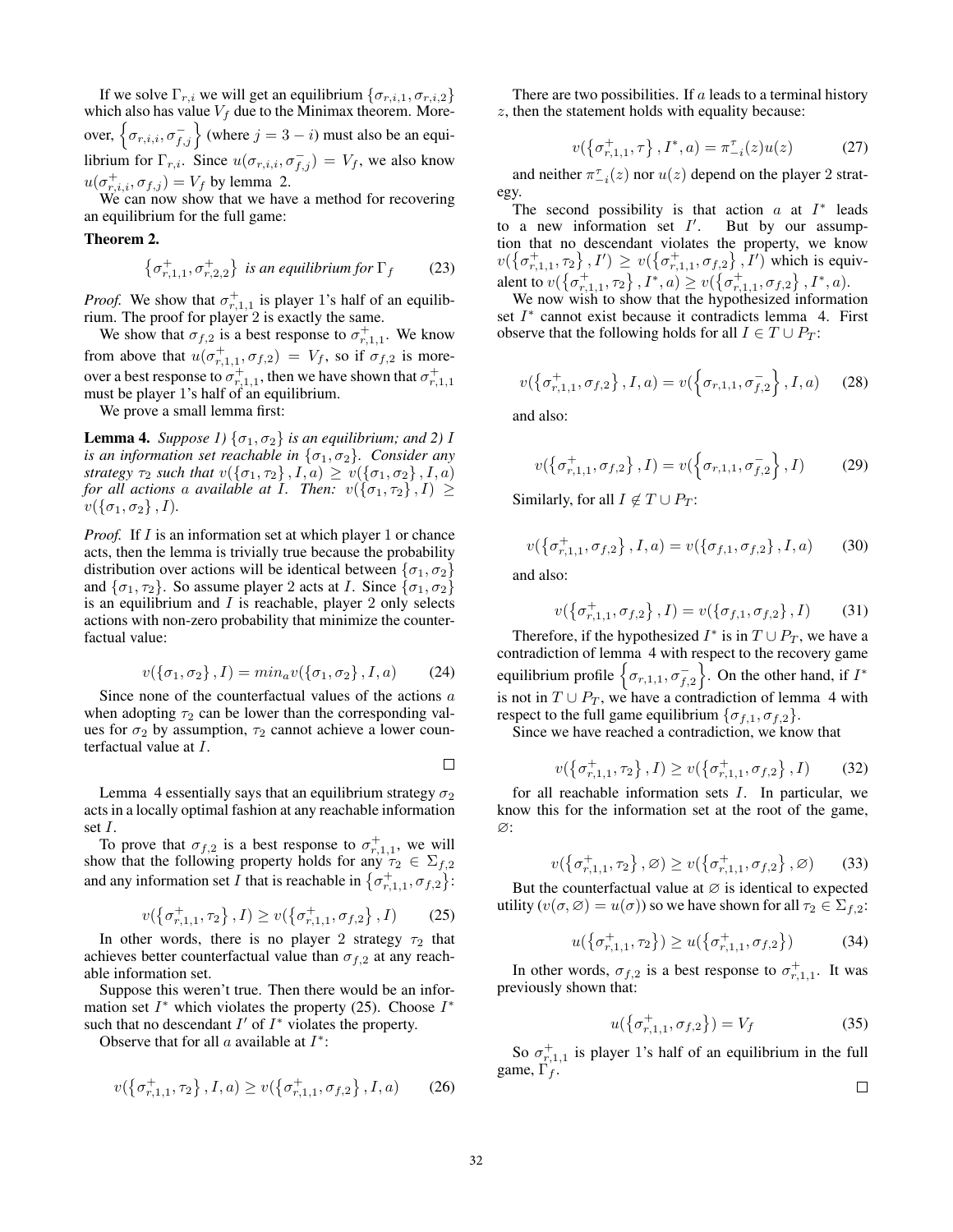If we solve $\Gamma_{r,i}$ we will get an equilibrium $\{\sigma_{r,i,1}, \sigma_{r,i,2}\}$ which also has value $V_f$ due to the Minimax theorem. Moreover, $\left\{\sigma_{r,i,i}, \sigma^-_{f,j}\right\}$ (where $j = 3 - i$) must also be an equilibrium for $\Gamma_{r,i}$. Since $u(\sigma_{r,i,i}, \sigma^-_{f,j}) = V_f$, we also know $u(\sigma^+_{r,i,i}, \sigma_{f,j}) = V_f$ by lemma 2.

We can now show that we have a method for recovering an equilibrium for the full game:

**Theorem 2.**

$$\left\{\sigma^+_{r,1,1}, \sigma^+_{r,2,2}\right\} \text{ is an equilibrium for } \Gamma_f \tag{23}$$

*Proof.* We show that $\sigma^+_{r,1,1}$ is player 1's half of an equilibrium. The proof for player 2 is exactly the same.

We show that $\sigma_{f,2}$ is a best response to $\sigma^+_{r,1,1}$. We know from above that $u(\sigma^+_{r,1,1}, \sigma_{f,2}) = V_f$, so if $\sigma_{f,2}$ is moreover a best response to $\sigma^+_{r,1,1}$, then we have shown that $\sigma^+_{r,1,1}$ must be player 1's half of an equilibrium.

We prove a small lemma first:

**Lemma 4.** *Suppose 1) $\{\sigma_1, \sigma_2\}$ is an equilibrium; and 2) $I$ is an information set reachable in $\{\sigma_1, \sigma_2\}$. Consider any strategy $\tau_2$ such that $v(\{\sigma_1, \tau_2\}, I, a) \geq v(\{\sigma_1, \sigma_2\}, I, a)$ for all actions $a$ available at $I$. Then: $v(\{\sigma_1, \tau_2\}, I) \geq v(\{\sigma_1, \sigma_2\}, I)$.*

*Proof.* If $I$ is an information set at which player 1 or chance acts, then the lemma is trivially true because the probability distribution over actions will be identical between $\{\sigma_1, \sigma_2\}$ and $\{\sigma_1, \tau_2\}$. So assume player 2 acts at $I$. Since $\{\sigma_1, \sigma_2\}$ is an equilibrium and $I$ is reachable, player 2 only selects actions with non-zero probability that minimize the counterfactual value:

$$v(\{\sigma_1, \sigma_2\}, I) = min_a v(\{\sigma_1, \sigma_2\}, I, a) \tag{24}$$

Since none of the counterfactual values of the actions $a$ when adopting $\tau_2$ can be lower than the corresponding values for $\sigma_2$ by assumption, $\tau_2$ cannot achieve a lower counterfactual value at $I$.

□

Lemma 4 essentially says that an equilibrium strategy $\sigma_2$ acts in a locally optimal fashion at any reachable information set $I$.

To prove that $\sigma_{f,2}$ is a best response to $\sigma^+_{r,1,1}$, we will show that the following property holds for any $\tau_2 \in \Sigma_{f,2}$ and any information set $I$ that is reachable in $\left\{\sigma^+_{r,1,1}, \sigma_{f,2}\right\}$:

$$v(\left\{\sigma^+_{r,1,1}, \tau_2\right\}, I) \geq v(\left\{\sigma^+_{r,1,1}, \sigma_{f,2}\right\}, I) \tag{25}$$

In other words, there is no player 2 strategy $\tau_2$ that achieves better counterfactual value than $\sigma_{f,2}$ at any reachable information set.

Suppose this weren't true. Then there would be an information set $I^*$ which violates the property (25). Choose $I^*$ such that no descendant $I'$ of $I^*$ violates the property.

Observe that for all $a$ available at $I^*$:

$$v(\left\{\sigma^+_{r,1,1}, \tau_2\right\}, I, a) \geq v(\left\{\sigma^+_{r,1,1}, \sigma_{f,2}\right\}, I, a) \tag{26}$$

There are two possibilities. If $a$ leads to a terminal history $z$, then the statement holds with equality because:

$$v(\left\{\sigma^+_{r,1,1}, \tau\right\}, I^*, a) = \pi^\tau_{-i}(z) u(z) \tag{27}$$

and neither $\pi^\tau_{-i}(z)$ nor $u(z)$ depend on the player 2 strategy.

The second possibility is that action $a$ at $I^*$ leads to a new information set $I'$. But by our assumption that no descendant violates the property, we know $v(\left\{\sigma^+_{r,1,1}, \tau_2\right\}, I') \geq v(\left\{\sigma^+_{r,1,1}, \sigma_{f,2}\right\}, I')$ which is equivalent to $v(\left\{\sigma^+_{r,1,1}, \tau_2\right\}, I^*, a) \geq v(\left\{\sigma^+_{r,1,1}, \sigma_{f,2}\right\}, I^*, a)$.

We now wish to show that the hypothesized information set $I^*$ cannot exist because it contradicts lemma 4. First observe that the following holds for all $I \in T \cup P_T$:

$$v(\left\{\sigma^+_{r,1,1}, \sigma_{f,2}\right\}, I, a) = v(\left\{\sigma_{r,1,1}, \sigma^-_{f,2}\right\}, I, a) \tag{28}$$

and also:

$$v(\left\{\sigma^+_{r,1,1}, \sigma_{f,2}\right\}, I) = v(\left\{\sigma_{r,1,1}, \sigma^-_{f,2}\right\}, I) \tag{29}$$

Similarly, for all $I \notin T \cup P_T$:

$$v(\left\{\sigma^+_{r,1,1}, \sigma_{f,2}\right\}, I, a) = v(\{\sigma_{f,1}, \sigma_{f,2}\}, I, a) \tag{30}$$

and also:

$$v(\left\{\sigma^+_{r,1,1}, \sigma_{f,2}\right\}, I) = v(\{\sigma_{f,1}, \sigma_{f,2}\}, I) \tag{31}$$

Therefore, if the hypothesized $I^*$ is in $T \cup P_T$, we have a contradiction of lemma 4 with respect to the recovery game equilibrium profile $\left\{\sigma_{r,1,1}, \sigma^-_{f,2}\right\}$. On the other hand, if $I^*$ is not in $T \cup P_T$, we have a contradiction of lemma 4 with respect to the full game equilibrium $\{\sigma_{f,1}, \sigma_{f,2}\}$.

Since we have reached a contradiction, we know that

$$v(\left\{\sigma^+_{r,1,1}, \tau_2\right\}, I) \geq v(\left\{\sigma^+_{r,1,1}, \sigma_{f,2}\right\}, I) \tag{32}$$

for all reachable information sets $I$. In particular, we know this for the information set at the root of the game, $\varnothing$:

$$v(\left\{\sigma^+_{r,1,1}, \tau_2\right\}, \varnothing) \geq v(\left\{\sigma^+_{r,1,1}, \sigma_{f,2}\right\}, \varnothing) \tag{33}$$

But the counterfactual value at $\varnothing$ is identical to expected utility ($v(\sigma, \varnothing) = u(\sigma)$) so we have shown for all $\tau_2 \in \Sigma_{f,2}$:

$$u(\left\{\sigma^+_{r,1,1}, \tau_2\right\}) \geq u(\left\{\sigma^+_{r,1,1}, \sigma_{f,2}\right\}) \tag{34}$$

In other words, $\sigma_{f,2}$ is a best response to $\sigma^+_{r,1,1}$. It was previously shown that:

$$u(\left\{\sigma^+_{r,1,1}, \sigma_{f,2}\right\}) = V_f \tag{35}$$

So $\sigma^+_{r,1,1}$ is player 1's half of an equilibrium in the full game, $\Gamma_f$.

□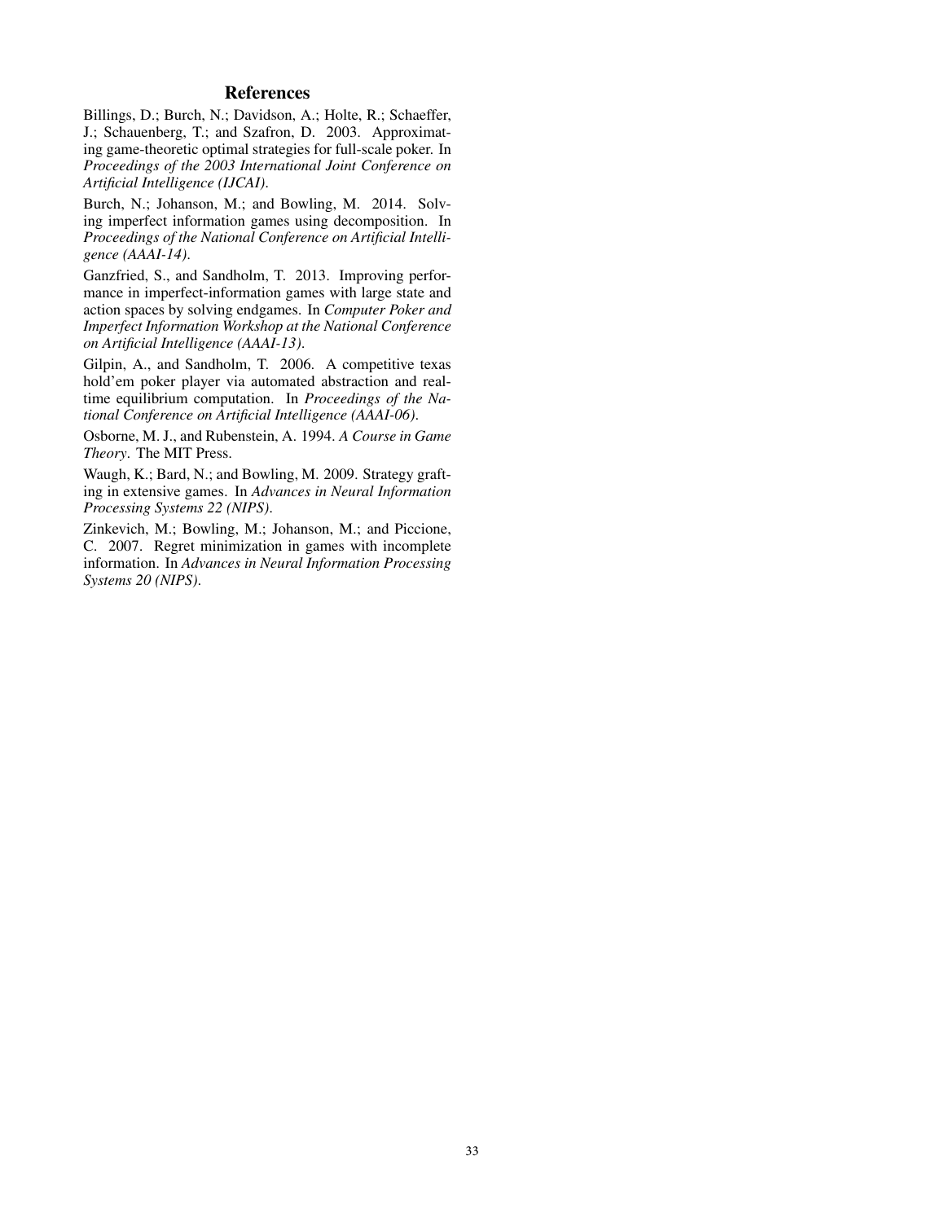## References

Billings, D.; Burch, N.; Davidson, A.; Holte, R.; Schaeffer, J.; Schauenberg, T.; and Szafron, D. 2003. Approximating game-theoretic optimal strategies for full-scale poker. In *Proceedings of the 2003 International Joint Conference on Artificial Intelligence (IJCAI)*.

Burch, N.; Johanson, M.; and Bowling, M. 2014. Solving imperfect information games using decomposition. In *Proceedings of the National Conference on Artificial Intelligence (AAAI-14)*.

Ganzfried, S., and Sandholm, T. 2013. Improving performance in imperfect-information games with large state and action spaces by solving endgames. In *Computer Poker and Imperfect Information Workshop at the National Conference on Artificial Intelligence (AAAI-13)*.

Gilpin, A., and Sandholm, T. 2006. A competitive texas hold'em poker player via automated abstraction and real-time equilibrium computation. In *Proceedings of the National Conference on Artificial Intelligence (AAAI-06)*.

Osborne, M. J., and Rubenstein, A. 1994. *A Course in Game Theory*. The MIT Press.

Waugh, K.; Bard, N.; and Bowling, M. 2009. Strategy grafting in extensive games. In *Advances in Neural Information Processing Systems 22 (NIPS)*.

Zinkevich, M.; Bowling, M.; Johanson, M.; and Piccione, C. 2007. Regret minimization in games with incomplete information. In *Advances in Neural Information Processing Systems 20 (NIPS)*.